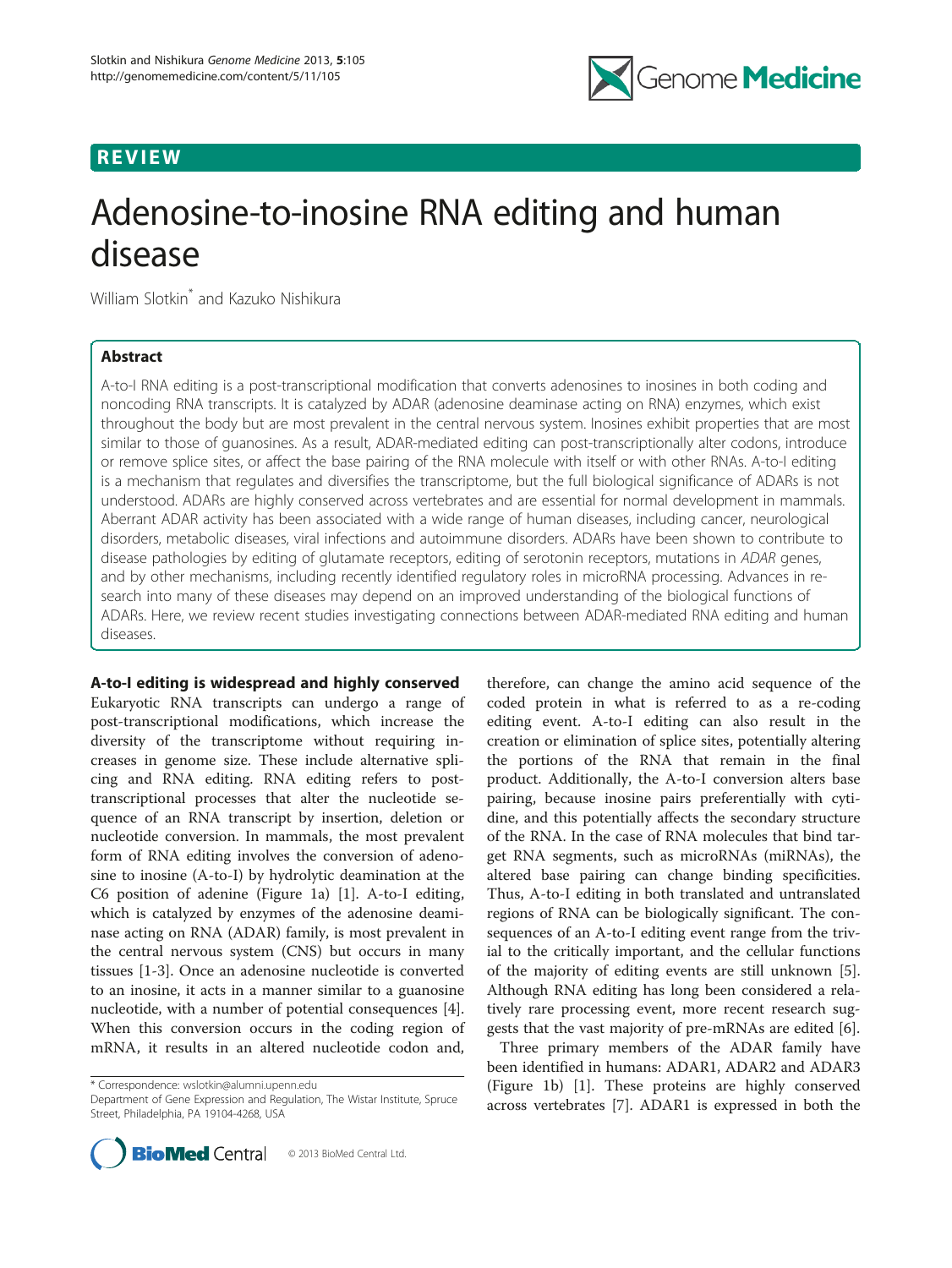REVIEW

# Adenosine-to-inosine RNA editing and human disease

William Slotkin* and Kazuko Nishikura

## Abstract

A-to-I RNA editing is a post-transcriptional modification that converts adenosines to inosines in both coding and noncoding RNA transcripts. It is catalyzed by ADAR (adenosine deaminase acting on RNA) enzymes, which exist throughout the body but are most prevalent in the central nervous system. Inosines exhibit properties that are most similar to those of guanosines. As a result, ADAR-mediated editing can post-transcriptionally alter codons, introduce or remove splice sites, or affect the base pairing of the RNA molecule with itself or with other RNAs. A-to-I editing is a mechanism that regulates and diversifies the transcriptome, but the full biological significance of ADARs is not understood. ADARs are highly conserved across vertebrates and are essential for normal development in mammals. Aberrant ADAR activity has been associated with a wide range of human diseases, including cancer, neurological disorders, metabolic diseases, viral infections and autoimmune disorders. ADARs have been shown to contribute to disease pathologies by editing of glutamate receptors, editing of serotonin receptors, mutations in *ADAR* genes, and by other mechanisms, including recently identified regulatory roles in microRNA processing. Advances in research into many of these diseases may depend on an improved understanding of the biological functions of ADARs. Here, we review recent studies investigating connections between ADAR-mediated RNA editing and human diseases.

## A-to-I editing is widespread and highly conserved

Eukaryotic RNA transcripts can undergo a range of post-transcriptional modifications, which increase the diversity of the transcriptome without requiring increases in genome size. These include alternative splicing and RNA editing. RNA editing refers to post-transcriptional processes that alter the nucleotide sequence of an RNA transcript by insertion, deletion or nucleotide conversion. In mammals, the most prevalent form of RNA editing involves the conversion of adenosine to inosine (A-to-I) by hydrolytic deamination at the C6 position of adenine (Figure 1a) [1]. A-to-I editing, which is catalyzed by enzymes of the adenosine deaminase acting on RNA (ADAR) family, is most prevalent in the central nervous system (CNS) but occurs in many tissues [1-3]. Once an adenosine nucleotide is converted to an inosine, it acts in a manner similar to a guanosine nucleotide, with a number of potential consequences [4]. When this conversion occurs in the coding region of mRNA, it results in an altered nucleotide codon and, therefore, can change the amino acid sequence of the coded protein in what is referred to as a re-coding editing event. A-to-I editing can also result in the creation or elimination of splice sites, potentially altering the portions of the RNA that remain in the final product. Additionally, the A-to-I conversion alters base pairing, because inosine pairs preferentially with cytidine, and this potentially affects the secondary structure of the RNA. In the case of RNA molecules that bind target RNA segments, such as microRNAs (miRNAs), the altered base pairing can change binding specificities. Thus, A-to-I editing in both translated and untranslated regions of RNA can be biologically significant. The consequences of an A-to-I editing event range from the trivial to the critically important, and the cellular functions of the majority of editing events are still unknown [5]. Although RNA editing has long been considered a relatively rare processing event, more recent research suggests that the vast majority of pre-mRNAs are edited [6].

Three primary members of the ADAR family have been identified in humans: ADAR1, ADAR2 and ADAR3 (Figure 1b) [1]. These proteins are highly conserved across vertebrates [7]. ADAR1 is expressed in both the

* Correspondence: wslotkin@alumni.upenn.edu
Department of Gene Expression and Regulation, The Wistar Institute, Spruce Street, Philadelphia, PA 19104-4268, USA

© 2013 BioMed Central Ltd.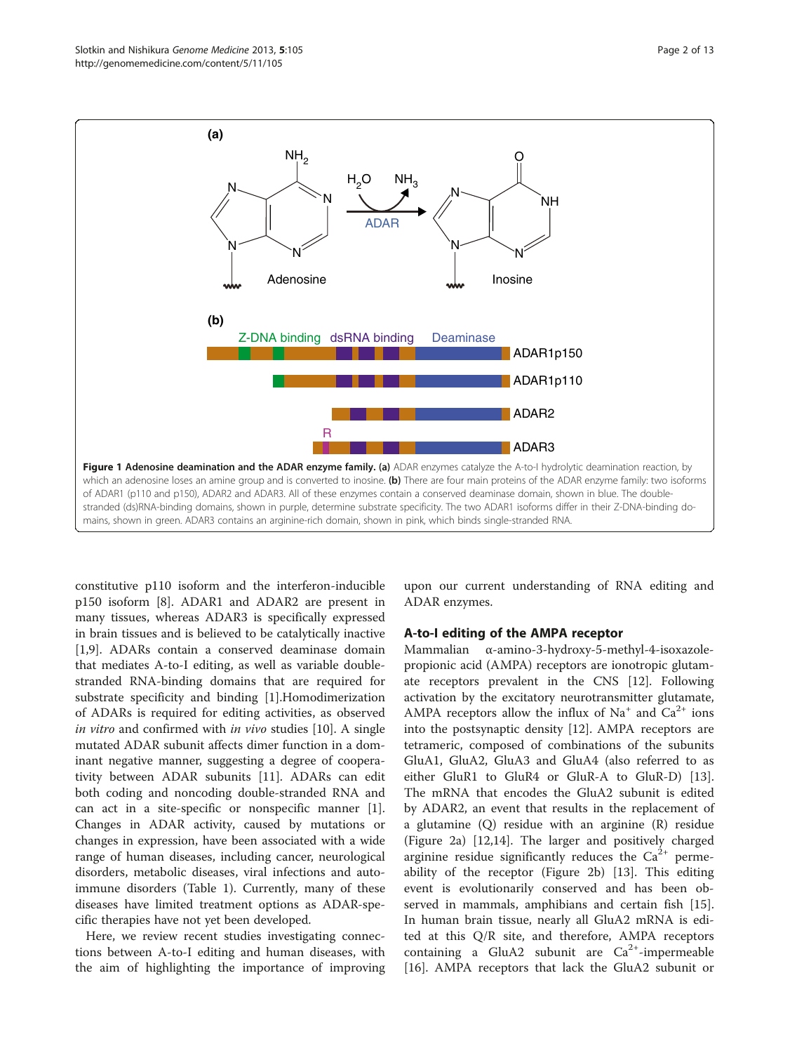**Figure 1 Adenosine deamination and the ADAR enzyme family. (a)** ADAR enzymes catalyze the A-to-I hydrolytic deamination reaction, by which an adenosine loses an amine group and is converted to inosine. **(b)** There are four main proteins of the ADAR enzyme family: two isoforms of ADAR1 (p110 and p150), ADAR2 and ADAR3. All of these enzymes contain a conserved deaminase domain, shown in blue. The double-stranded (ds)RNA-binding domains, shown in purple, determine substrate specificity. The two ADAR1 isoforms differ in their Z-DNA-binding domains, shown in green. ADAR3 contains an arginine-rich domain, shown in pink, which binds single-stranded RNA.

constitutive p110 isoform and the interferon-inducible p150 isoform [8]. ADAR1 and ADAR2 are present in many tissues, whereas ADAR3 is specifically expressed in brain tissues and is believed to be catalytically inactive [1,9]. ADARs contain a conserved deaminase domain that mediates A-to-I editing, as well as variable double-stranded RNA-binding domains that are required for substrate specificity and binding [1].Homodimerization of ADARs is required for editing activities, as observed *in vitro* and confirmed with *in vivo* studies [10]. A single mutated ADAR subunit affects dimer function in a dominant negative manner, suggesting a degree of cooperativity between ADAR subunits [11]. ADARs can edit both coding and noncoding double-stranded RNA and can act in a site-specific or nonspecific manner [1]. Changes in ADAR activity, caused by mutations or changes in expression, have been associated with a wide range of human diseases, including cancer, neurological disorders, metabolic diseases, viral infections and autoimmune disorders (Table 1). Currently, many of these diseases have limited treatment options as ADAR-specific therapies have not yet been developed.

Here, we review recent studies investigating connections between A-to-I editing and human diseases, with the aim of highlighting the importance of improving upon our current understanding of RNA editing and ADAR enzymes.

## A-to-I editing of the AMPA receptor

Mammalian α-amino-3-hydroxy-5-methyl-4-isoxazolepropionic acid (AMPA) receptors are ionotropic glutamate receptors prevalent in the CNS [12]. Following activation by the excitatory neurotransmitter glutamate, AMPA receptors allow the influx of $Na^+$ and $Ca^{2+}$ ions into the postsynaptic density [12]. AMPA receptors are tetrameric, composed of combinations of the subunits GluA1, GluA2, GluA3 and GluA4 (also referred to as either GluR1 to GluR4 or GluR-A to GluR-D) [13]. The mRNA that encodes the GluA2 subunit is edited by ADAR2, an event that results in the replacement of a glutamine (Q) residue with an arginine (R) residue (Figure 2a) [12,14]. The larger and positively charged arginine residue significantly reduces the $Ca^{2+}$ permeability of the receptor (Figure 2b) [13]. This editing event is evolutionarily conserved and has been observed in mammals, amphibians and certain fish [15]. In human brain tissue, nearly all GluA2 mRNA is edited at this Q/R site, and therefore, AMPA receptors containing a GluA2 subunit are $Ca^{2+}$-impermeable [16]. AMPA receptors that lack the GluA2 subunit or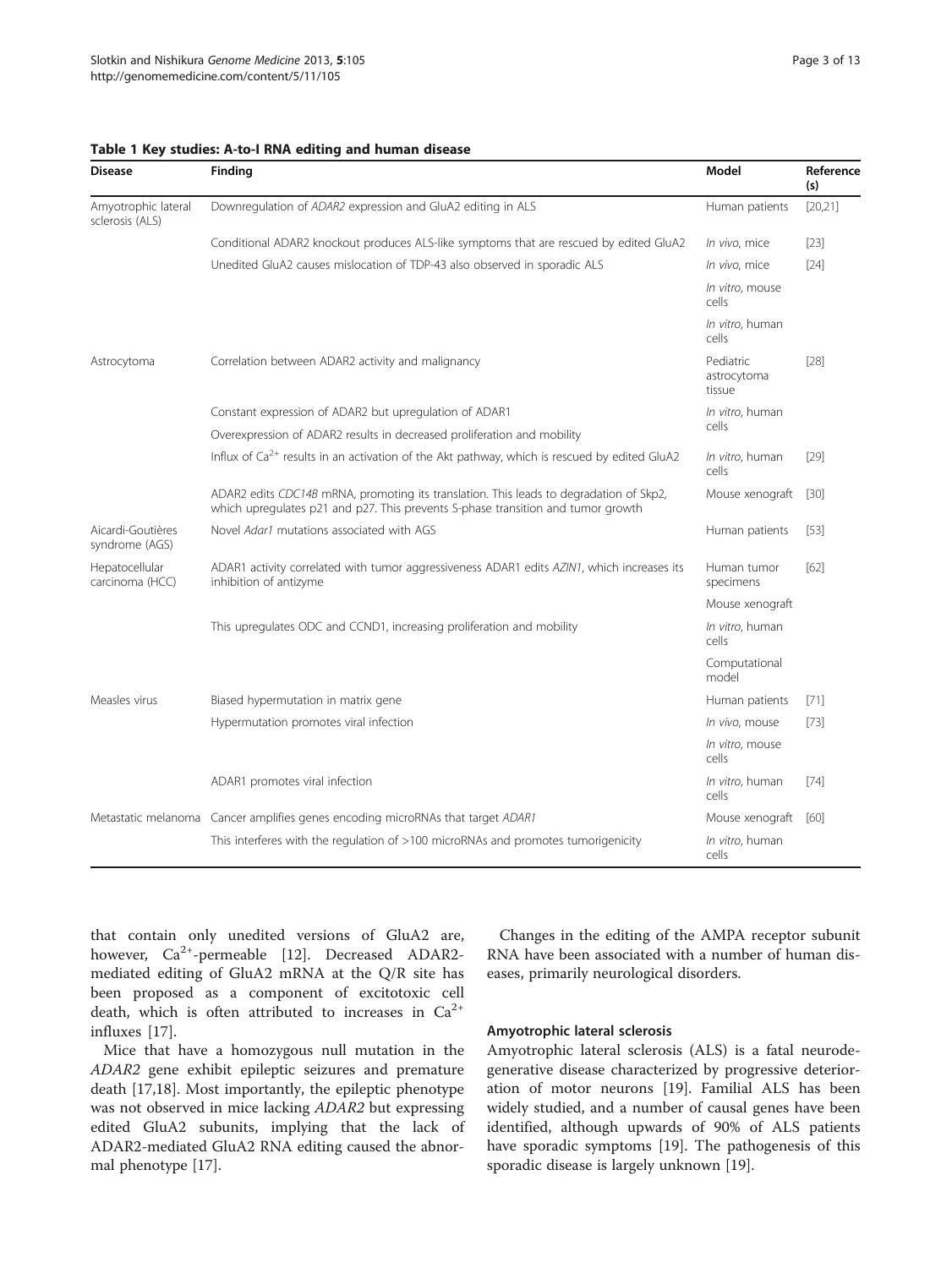**Table 1 Key studies: A-to-I RNA editing and human disease**

| Disease | Finding | Model | Reference (s) |
|---|---|---|---|
| Amyotrophic lateral sclerosis (ALS) | Downregulation of *ADAR2* expression and GluA2 editing in ALS | Human patients | [20,21] |
| | Conditional ADAR2 knockout produces ALS-like symptoms that are rescued by edited GluA2 | *In vivo*, mice | [23] |
| | Unedited GluA2 causes mislocation of TDP-43 also observed in sporadic ALS | *In vivo*, mice | [24] |
| | | *In vitro*, mouse cells | |
| | | *In vitro*, human cells | |
| Astrocytoma | Correlation between ADAR2 activity and malignancy | Pediatric astrocytoma tissue | [28] |
| | Constant expression of ADAR2 but upregulation of ADAR1 | *In vitro*, human cells | |
| | Overexpression of ADAR2 results in decreased proliferation and mobility | | |
| | Influx of $Ca^{2+}$ results in an activation of the Akt pathway, which is rescued by edited GluA2 | *In vitro*, human cells | [29] |
| | ADAR2 edits *CDC14B* mRNA, promoting its translation. This leads to degradation of Skp2, which upregulates p21 and p27. This prevents S-phase transition and tumor growth | Mouse xenograft | [30] |
| Aicardi-Goutières syndrome (AGS) | Novel *Adar1* mutations associated with AGS | Human patients | [53] |
| Hepatocellular carcinoma (HCC) | ADAR1 activity correlated with tumor aggressiveness ADAR1 edits *AZIN1*, which increases its inhibition of antizyme | Human tumor specimens | [62] |
| | | Mouse xenograft | |
| | This upregulates ODC and CCND1, increasing proliferation and mobility | *In vitro*, human cells | |
| | | Computational model | |
| Measles virus | Biased hypermutation in matrix gene | Human patients | [71] |
| | Hypermutation promotes viral infection | *In vivo*, mouse | [73] |
| | | *In vitro*, mouse cells | |
| | ADAR1 promotes viral infection | *In vitro*, human cells | [74] |
| Metastatic melanoma | Cancer amplifies genes encoding microRNAs that target *ADAR1* | Mouse xenograft | [60] |
| | This interferes with the regulation of >100 microRNAs and promotes tumorigenicity | *In vitro*, human cells | |

that contain only unedited versions of GluA2 are, however, $Ca^{2+}$-permeable [12]. Decreased ADAR2-mediated editing of GluA2 mRNA at the Q/R site has been proposed as a component of excitotoxic cell death, which is often attributed to increases in $Ca^{2+}$ influxes [17].

Mice that have a homozygous null mutation in the *ADAR2* gene exhibit epileptic seizures and premature death [17,18]. Most importantly, the epileptic phenotype was not observed in mice lacking *ADAR2* but expressing edited GluA2 subunits, implying that the lack of ADAR2-mediated GluA2 RNA editing caused the abnormal phenotype [17].

Changes in the editing of the AMPA receptor subunit RNA have been associated with a number of human diseases, primarily neurological disorders.

### Amyotrophic lateral sclerosis

Amyotrophic lateral sclerosis (ALS) is a fatal neurodegenerative disease characterized by progressive deterioration of motor neurons [19]. Familial ALS has been widely studied, and a number of causal genes have been identified, although upwards of 90% of ALS patients have sporadic symptoms [19]. The pathogenesis of this sporadic disease is largely unknown [19].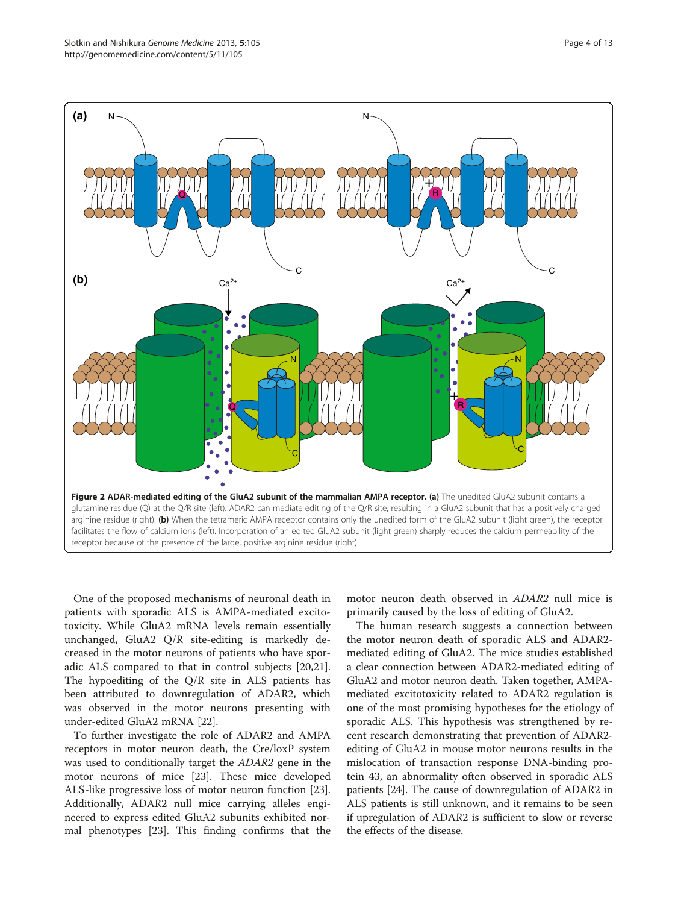**Figure 2 ADAR-mediated editing of the GluA2 subunit of the mammalian AMPA receptor. (a)** The unedited GluA2 subunit contains a glutamine residue (Q) at the Q/R site (left). ADAR2 can mediate editing of the Q/R site, resulting in a GluA2 subunit that has a positively charged arginine residue (right). **(b)** When the tetrameric AMPA receptor contains only the unedited form of the GluA2 subunit (light green), the receptor facilitates the flow of calcium ions (left). Incorporation of an edited GluA2 subunit (light green) sharply reduces the calcium permeability of the receptor because of the presence of the large, positive arginine residue (right).

One of the proposed mechanisms of neuronal death in patients with sporadic ALS is AMPA-mediated excitotoxicity. While GluA2 mRNA levels remain essentially unchanged, GluA2 Q/R site-editing is markedly decreased in the motor neurons of patients who have sporadic ALS compared to that in control subjects [20,21]. The hypoediting of the Q/R site in ALS patients has been attributed to downregulation of ADAR2, which was observed in the motor neurons presenting with under-edited GluA2 mRNA [22].

To further investigate the role of ADAR2 and AMPA receptors in motor neuron death, the Cre/loxP system was used to conditionally target the *ADAR2* gene in the motor neurons of mice [23]. These mice developed ALS-like progressive loss of motor neuron function [23]. Additionally, ADAR2 null mice carrying alleles engineered to express edited GluA2 subunits exhibited normal phenotypes [23]. This finding confirms that the motor neuron death observed in *ADAR2* null mice is primarily caused by the loss of editing of GluA2.

The human research suggests a connection between the motor neuron death of sporadic ALS and ADAR2-mediated editing of GluA2. The mice studies established a clear connection between ADAR2-mediated editing of GluA2 and motor neuron death. Taken together, AMPA-mediated excitotoxicity related to ADAR2 regulation is one of the most promising hypotheses for the etiology of sporadic ALS. This hypothesis was strengthened by recent research demonstrating that prevention of ADAR2-editing of GluA2 in mouse motor neurons results in the mislocation of transaction response DNA-binding protein 43, an abnormality often observed in sporadic ALS patients [24]. The cause of downregulation of ADAR2 in ALS patients is still unknown, and it remains to be seen if upregulation of ADAR2 is sufficient to slow or reverse the effects of the disease.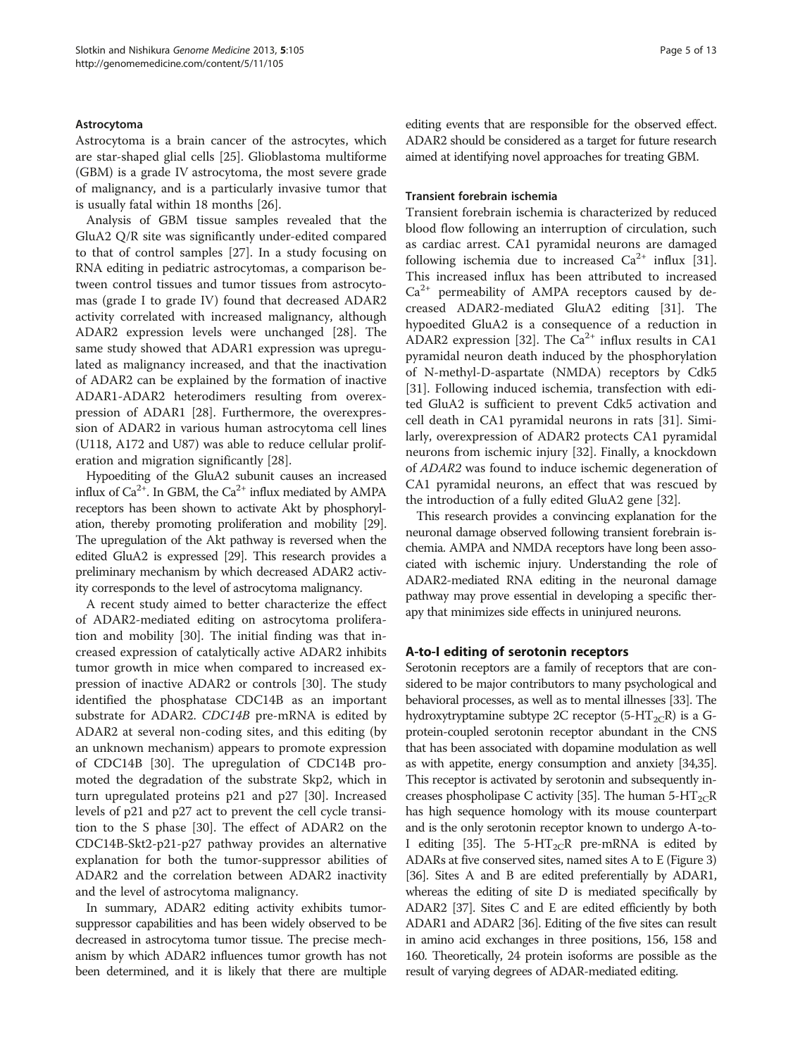### Astrocytoma

Astrocytoma is a brain cancer of the astrocytes, which are star-shaped glial cells [25]. Glioblastoma multiforme (GBM) is a grade IV astrocytoma, the most severe grade of malignancy, and is a particularly invasive tumor that is usually fatal within 18 months [26].

Analysis of GBM tissue samples revealed that the GluA2 Q/R site was significantly under-edited compared to that of control samples [27]. In a study focusing on RNA editing in pediatric astrocytomas, a comparison between control tissues and tumor tissues from astrocytomas (grade I to grade IV) found that decreased ADAR2 activity correlated with increased malignancy, although ADAR2 expression levels were unchanged [28]. The same study showed that ADAR1 expression was upregulated as malignancy increased, and that the inactivation of ADAR2 can be explained by the formation of inactive ADAR1-ADAR2 heterodimers resulting from overexpression of ADAR1 [28]. Furthermore, the overexpression of ADAR2 in various human astrocytoma cell lines (U118, A172 and U87) was able to reduce cellular proliferation and migration significantly [28].

Hypoediting of the GluA2 subunit causes an increased influx of $Ca^{2+}$. In GBM, the $Ca^{2+}$ influx mediated by AMPA receptors has been shown to activate Akt by phosphorylation, thereby promoting proliferation and mobility [29]. The upregulation of the Akt pathway is reversed when the edited GluA2 is expressed [29]. This research provides a preliminary mechanism by which decreased ADAR2 activity corresponds to the level of astrocytoma malignancy.

A recent study aimed to better characterize the effect of ADAR2-mediated editing on astrocytoma proliferation and mobility [30]. The initial finding was that increased expression of catalytically active ADAR2 inhibits tumor growth in mice when compared to increased expression of inactive ADAR2 or controls [30]. The study identified the phosphatase CDC14B as an important substrate for ADAR2. *CDC14B* pre-mRNA is edited by ADAR2 at several non-coding sites, and this editing (by an unknown mechanism) appears to promote expression of CDC14B [30]. The upregulation of CDC14B promoted the degradation of the substrate Skp2, which in turn upregulated proteins p21 and p27 [30]. Increased levels of p21 and p27 act to prevent the cell cycle transition to the S phase [30]. The effect of ADAR2 on the CDC14B-Skt2-p21-p27 pathway provides an alternative explanation for both the tumor-suppressor abilities of ADAR2 and the correlation between ADAR2 inactivity and the level of astrocytoma malignancy.

In summary, ADAR2 editing activity exhibits tumor-suppressor capabilities and has been widely observed to be decreased in astrocytoma tumor tissue. The precise mechanism by which ADAR2 influences tumor growth has not been determined, and it is likely that there are multiple editing events that are responsible for the observed effect. ADAR2 should be considered as a target for future research aimed at identifying novel approaches for treating GBM.

### Transient forebrain ischemia

Transient forebrain ischemia is characterized by reduced blood flow following an interruption of circulation, such as cardiac arrest. CA1 pyramidal neurons are damaged following ischemia due to increased $Ca^{2+}$ influx [31]. This increased influx has been attributed to increased $Ca^{2+}$ permeability of AMPA receptors caused by decreased ADAR2-mediated GluA2 editing [31]. The hypoedited GluA2 is a consequence of a reduction in ADAR2 expression [32]. The $Ca^{2+}$ influx results in CA1 pyramidal neuron death induced by the phosphorylation of N-methyl-D-aspartate (NMDA) receptors by Cdk5 [31]. Following induced ischemia, transfection with edited GluA2 is sufficient to prevent Cdk5 activation and cell death in CA1 pyramidal neurons in rats [31]. Similarly, overexpression of ADAR2 protects CA1 pyramidal neurons from ischemic injury [32]. Finally, a knockdown of *ADAR2* was found to induce ischemic degeneration of CA1 pyramidal neurons, an effect that was rescued by the introduction of a fully edited GluA2 gene [32].

This research provides a convincing explanation for the neuronal damage observed following transient forebrain ischemia. AMPA and NMDA receptors have long been associated with ischemic injury. Understanding the role of ADAR2-mediated RNA editing in the neuronal damage pathway may prove essential in developing a specific therapy that minimizes side effects in uninjured neurons.

## A-to-I editing of serotonin receptors

Serotonin receptors are a family of receptors that are considered to be major contributors to many psychological and behavioral processes, as well as to mental illnesses [33]. The hydroxytryptamine subtype 2C receptor ($5\text{-}HT_{2C}R$) is a G-protein-coupled serotonin receptor abundant in the CNS that has been associated with dopamine modulation as well as with appetite, energy consumption and anxiety [34,35]. This receptor is activated by serotonin and subsequently increases phospholipase C activity [35]. The human $5\text{-}HT_{2C}R$ has high sequence homology with its mouse counterpart and is the only serotonin receptor known to undergo A-to-I editing [35]. The $5\text{-}HT_{2C}R$ pre-mRNA is edited by ADARs at five conserved sites, named sites A to E (Figure 3) [36]. Sites A and B are edited preferentially by ADAR1, whereas the editing of site D is mediated specifically by ADAR2 [37]. Sites C and E are edited efficiently by both ADAR1 and ADAR2 [36]. Editing of the five sites can result in amino acid exchanges in three positions, 156, 158 and 160. Theoretically, 24 protein isoforms are possible as the result of varying degrees of ADAR-mediated editing.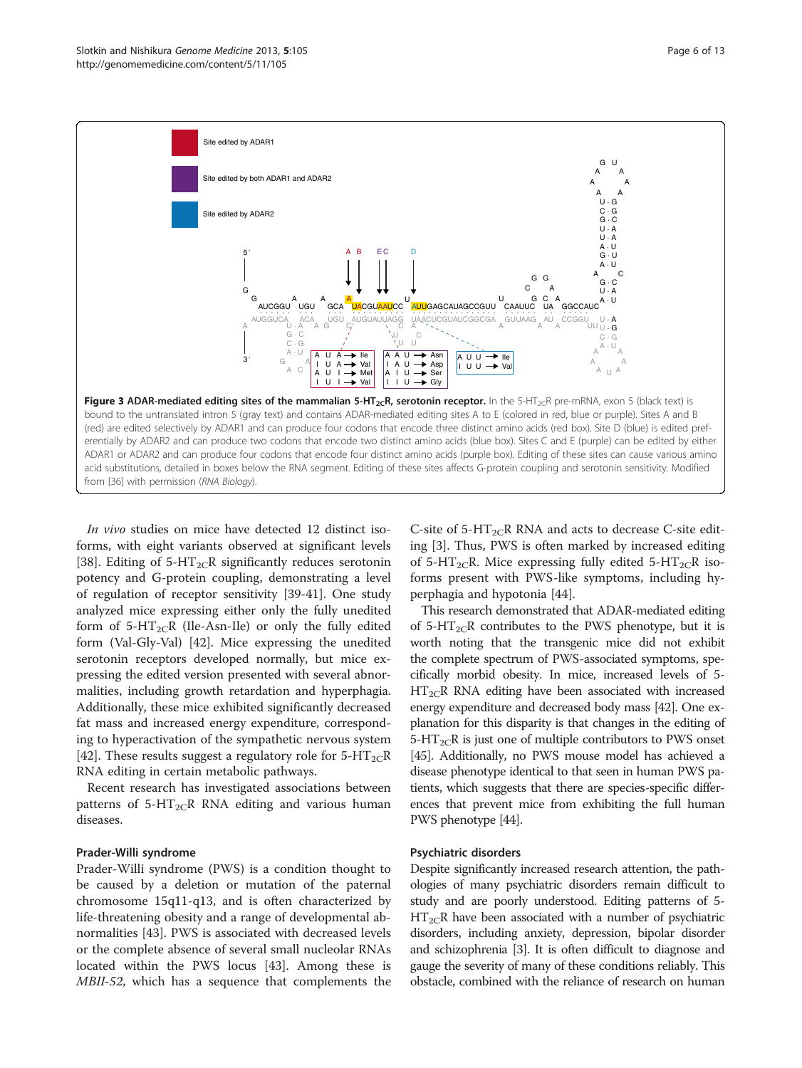**Figure 3 ADAR-mediated editing sites of the mammalian 5-$HT_{2C}R$, serotonin receptor.** In the 5-$HT_{2C}R$ pre-mRNA, exon 5 (black text) is bound to the untranslated intron 5 (gray text) and contains ADAR-mediated editing sites A to E (colored in red, blue or purple). Sites A and B (red) are edited selectively by ADAR1 and can produce four codons that encode three distinct amino acids (red box). Site D (blue) is edited preferentially by ADAR2 and can produce two codons that encode two distinct amino acids (blue box). Sites C and E (purple) can be edited by either ADAR1 or ADAR2 and can produce four codons that encode four distinct amino acids (purple box). Editing of these sites can cause various amino acid substitutions, detailed in boxes below the RNA segment. Editing of these sites affects G-protein coupling and serotonin sensitivity. Modified from [36] with permission (*RNA Biology*).

*In vivo* studies on mice have detected 12 distinct isoforms, with eight variants observed at significant levels [38]. Editing of 5-$HT_{2C}R$ significantly reduces serotonin potency and G-protein coupling, demonstrating a level of regulation of receptor sensitivity [39-41]. One study analyzed mice expressing either only the fully unedited form of 5-$HT_{2C}R$ (Ile-Asn-Ile) or only the fully edited form (Val-Gly-Val) [42]. Mice expressing the unedited serotonin receptors developed normally, but mice expressing the edited version presented with several abnormalities, including growth retardation and hyperphagia. Additionally, these mice exhibited significantly decreased fat mass and increased energy expenditure, corresponding to hyperactivation of the sympathetic nervous system [42]. These results suggest a regulatory role for 5-$HT_{2C}R$ RNA editing in certain metabolic pathways.

Recent research has investigated associations between patterns of 5-$HT_{2C}R$ RNA editing and various human diseases.

### Prader-Willi syndrome

Prader-Willi syndrome (PWS) is a condition thought to be caused by a deletion or mutation of the paternal chromosome 15q11-q13, and is often characterized by life-threatening obesity and a range of developmental abnormalities [43]. PWS is associated with decreased levels or the complete absence of several small nucleolar RNAs located within the PWS locus [43]. Among these is *MBII-52*, which has a sequence that complements the C-site of 5-$HT_{2C}R$ RNA and acts to decrease C-site editing [3]. Thus, PWS is often marked by increased editing of 5-$HT_{2C}R$. Mice expressing fully edited 5-$HT_{2C}R$ isoforms present with PWS-like symptoms, including hyperphagia and hypotonia [44].

This research demonstrated that ADAR-mediated editing of 5-$HT_{2C}R$ contributes to the PWS phenotype, but it is worth noting that the transgenic mice did not exhibit the complete spectrum of PWS-associated symptoms, specifically morbid obesity. In mice, increased levels of 5-$HT_{2C}R$ RNA editing have been associated with increased energy expenditure and decreased body mass [42]. One explanation for this disparity is that changes in the editing of 5-$HT_{2C}R$ is just one of multiple contributors to PWS onset [45]. Additionally, no PWS mouse model has achieved a disease phenotype identical to that seen in human PWS patients, which suggests that there are species-specific differences that prevent mice from exhibiting the full human PWS phenotype [44].

### Psychiatric disorders

Despite significantly increased research attention, the pathologies of many psychiatric disorders remain difficult to study and are poorly understood. Editing patterns of 5-$HT_{2C}R$ have been associated with a number of psychiatric disorders, including anxiety, depression, bipolar disorder and schizophrenia [3]. It is often difficult to diagnose and gauge the severity of many of these conditions reliably. This obstacle, combined with the reliance of research on human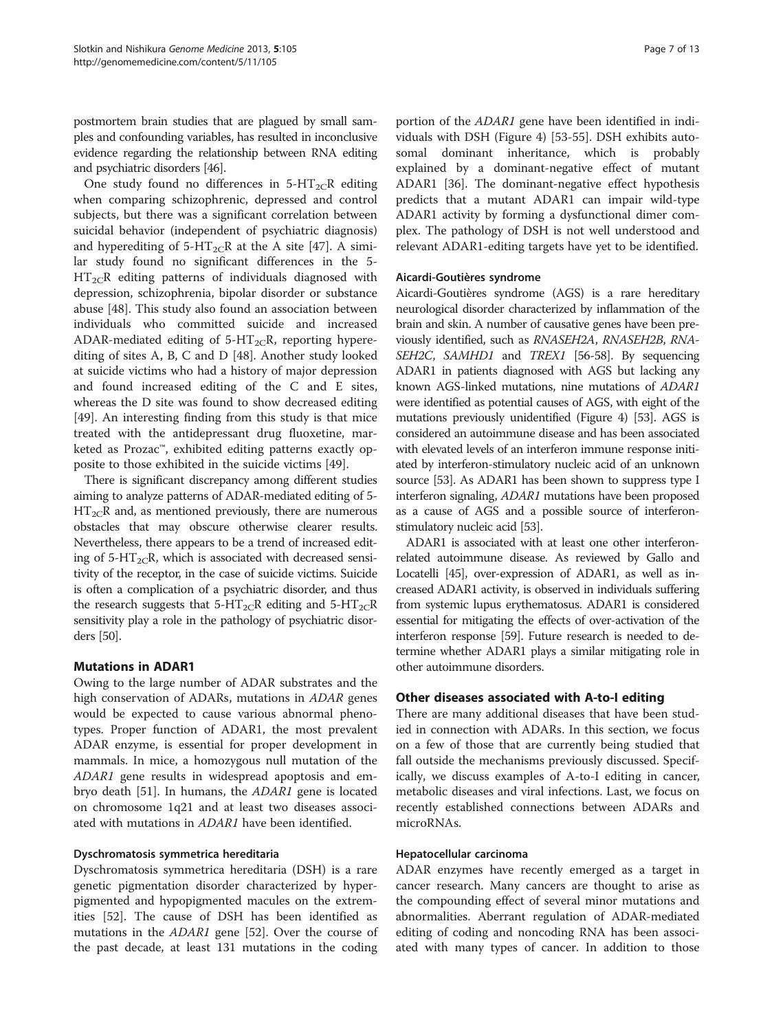postmortem brain studies that are plagued by small samples and confounding variables, has resulted in inconclusive evidence regarding the relationship between RNA editing and psychiatric disorders [46].

One study found no differences in 5-$HT_{2C}$R editing when comparing schizophrenic, depressed and control subjects, but there was a significant correlation between suicidal behavior (independent of psychiatric diagnosis) and hyperediting of 5-$HT_{2C}$R at the A site [47]. A similar study found no significant differences in the 5-$HT_{2C}$R editing patterns of individuals diagnosed with depression, schizophrenia, bipolar disorder or substance abuse [48]. This study also found an association between individuals who committed suicide and increased ADAR-mediated editing of 5-$HT_{2C}$R, reporting hyperediting of sites A, B, C and D [48]. Another study looked at suicide victims who had a history of major depression and found increased editing of the C and E sites, whereas the D site was found to show decreased editing [49]. An interesting finding from this study is that mice treated with the antidepressant drug fluoxetine, marketed as Prozac™, exhibited editing patterns exactly opposite to those exhibited in the suicide victims [49].

There is significant discrepancy among different studies aiming to analyze patterns of ADAR-mediated editing of 5-$HT_{2C}$R and, as mentioned previously, there are numerous obstacles that may obscure otherwise clearer results. Nevertheless, there appears to be a trend of increased editing of 5-$HT_{2C}$R, which is associated with decreased sensitivity of the receptor, in the case of suicide victims. Suicide is often a complication of a psychiatric disorder, and thus the research suggests that 5-$HT_{2C}$R editing and 5-$HT_{2C}$R sensitivity play a role in the pathology of psychiatric disorders [50].

## Mutations in ADAR1

Owing to the large number of ADAR substrates and the high conservation of ADARs, mutations in *ADAR* genes would be expected to cause various abnormal phenotypes. Proper function of ADAR1, the most prevalent ADAR enzyme, is essential for proper development in mammals. In mice, a homozygous null mutation of the *ADAR1* gene results in widespread apoptosis and embryo death [51]. In humans, the *ADAR1* gene is located on chromosome 1q21 and at least two diseases associated with mutations in *ADAR1* have been identified.

### Dyschromatosis symmetrica hereditaria

Dyschromatosis symmetrica hereditaria (DSH) is a rare genetic pigmentation disorder characterized by hyperpigmented and hypopigmented macules on the extremities [52]. The cause of DSH has been identified as mutations in the *ADAR1* gene [52]. Over the course of the past decade, at least 131 mutations in the coding portion of the *ADAR1* gene have been identified in individuals with DSH (Figure 4) [53-55]. DSH exhibits autosomal dominant inheritance, which is probably explained by a dominant-negative effect of mutant ADAR1 [36]. The dominant-negative effect hypothesis predicts that a mutant ADAR1 can impair wild-type ADAR1 activity by forming a dysfunctional dimer complex. The pathology of DSH is not well understood and relevant ADAR1-editing targets have yet to be identified.

### Aicardi-Goutières syndrome

Aicardi-Goutières syndrome (AGS) is a rare hereditary neurological disorder characterized by inflammation of the brain and skin. A number of causative genes have been previously identified, such as *RNASEH2A*, *RNASEH2B*, *RNASEH2C*, *SAMHD1* and *TREX1* [56-58]. By sequencing ADAR1 in patients diagnosed with AGS but lacking any known AGS-linked mutations, nine mutations of *ADAR1* were identified as potential causes of AGS, with eight of the mutations previously unidentified (Figure 4) [53]. AGS is considered an autoimmune disease and has been associated with elevated levels of an interferon immune response initiated by interferon-stimulatory nucleic acid of an unknown source [53]. As ADAR1 has been shown to suppress type I interferon signaling, *ADAR1* mutations have been proposed as a cause of AGS and a possible source of interferon-stimulatory nucleic acid [53].

ADAR1 is associated with at least one other interferon-related autoimmune disease. As reviewed by Gallo and Locatelli [45], over-expression of ADAR1, as well as increased ADAR1 activity, is observed in individuals suffering from systemic lupus erythematosus. ADAR1 is considered essential for mitigating the effects of over-activation of the interferon response [59]. Future research is needed to determine whether ADAR1 plays a similar mitigating role in other autoimmune disorders.

## Other diseases associated with A-to-I editing

There are many additional diseases that have been studied in connection with ADARs. In this section, we focus on a few of those that are currently being studied that fall outside the mechanisms previously discussed. Specifically, we discuss examples of A-to-I editing in cancer, metabolic diseases and viral infections. Last, we focus on recently established connections between ADARs and microRNAs.

### Hepatocellular carcinoma

ADAR enzymes have recently emerged as a target in cancer research. Many cancers are thought to arise as the compounding effect of several minor mutations and abnormalities. Aberrant regulation of ADAR-mediated editing of coding and noncoding RNA has been associated with many types of cancer. In addition to those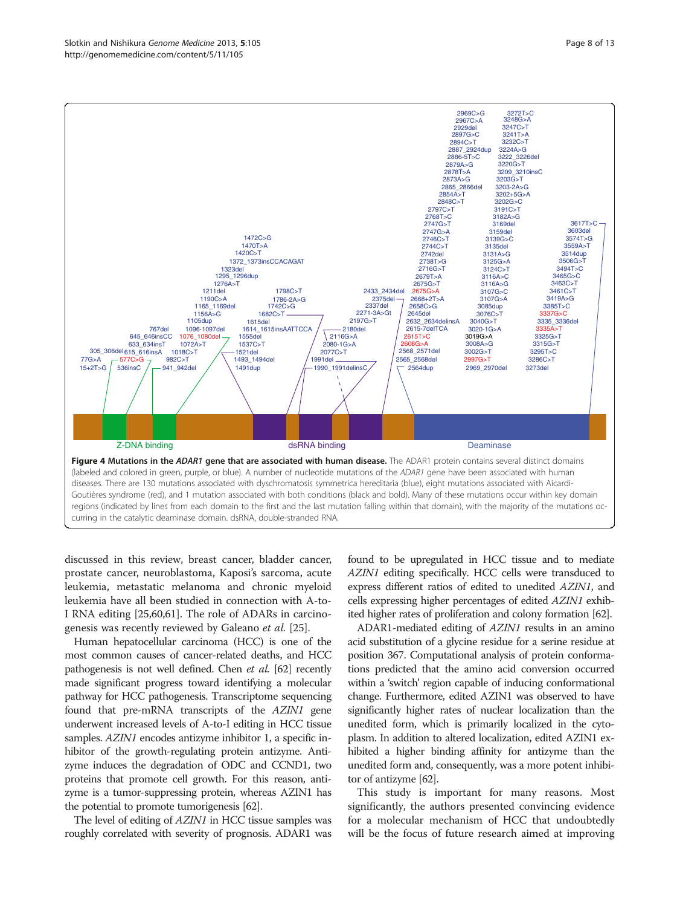**Figure 4 Mutations in the *ADAR1* gene that are associated with human disease.** The ADAR1 protein contains several distinct domains (labeled and colored in green, purple, or blue). A number of nucleotide mutations of the *ADAR1* gene have been associated with human diseases. There are 130 mutations associated with dyschromatosis symmetrica hereditaria (blue), eight mutations associated with Aicardi-Goutières syndrome (red), and 1 mutation associated with both conditions (black and bold). Many of these mutations occur within key domain regions (indicated by lines from each domain to the first and the last mutation falling within that domain), with the majority of the mutations occurring in the catalytic deaminase domain. dsRNA, double-stranded RNA.

discussed in this review, breast cancer, bladder cancer, prostate cancer, neuroblastoma, Kaposi's sarcoma, acute leukemia, metastatic melanoma and chronic myeloid leukemia have all been studied in connection with A-to-I RNA editing [25,60,61]. The role of ADARs in carcinogenesis was recently reviewed by Galeano *et al.* [25].

Human hepatocellular carcinoma (HCC) is one of the most common causes of cancer-related deaths, and HCC pathogenesis is not well defined. Chen *et al.* [62] recently made significant progress toward identifying a molecular pathway for HCC pathogenesis. Transcriptome sequencing found that pre-mRNA transcripts of the *AZIN1* gene underwent increased levels of A-to-I editing in HCC tissue samples. *AZIN1* encodes antizyme inhibitor 1, a specific inhibitor of the growth-regulating protein antizyme. Antizyme induces the degradation of ODC and CCND1, two proteins that promote cell growth. For this reason, antizyme is a tumor-suppressing protein, whereas AZIN1 has the potential to promote tumorigenesis [62].

The level of editing of *AZIN1* in HCC tissue samples was roughly correlated with severity of prognosis. ADAR1 was found to be upregulated in HCC tissue and to mediate *AZIN1* editing specifically. HCC cells were transduced to express different ratios of edited to unedited *AZIN1*, and cells expressing higher percentages of edited *AZIN1* exhibited higher rates of proliferation and colony formation [62].

ADAR1-mediated editing of *AZIN1* results in an amino acid substitution of a glycine residue for a serine residue at position 367. Computational analysis of protein conformations predicted that the amino acid conversion occurred within a 'switch' region capable of inducing conformational change. Furthermore, edited AZIN1 was observed to have significantly higher rates of nuclear localization than the unedited form, which is primarily localized in the cytoplasm. In addition to altered localization, edited AZIN1 exhibited a higher binding affinity for antizyme than the unedited form and, consequently, was a more potent inhibitor of antizyme [62].

This study is important for many reasons. Most significantly, the authors presented convincing evidence for a molecular mechanism of HCC that undoubtedly will be the focus of future research aimed at improving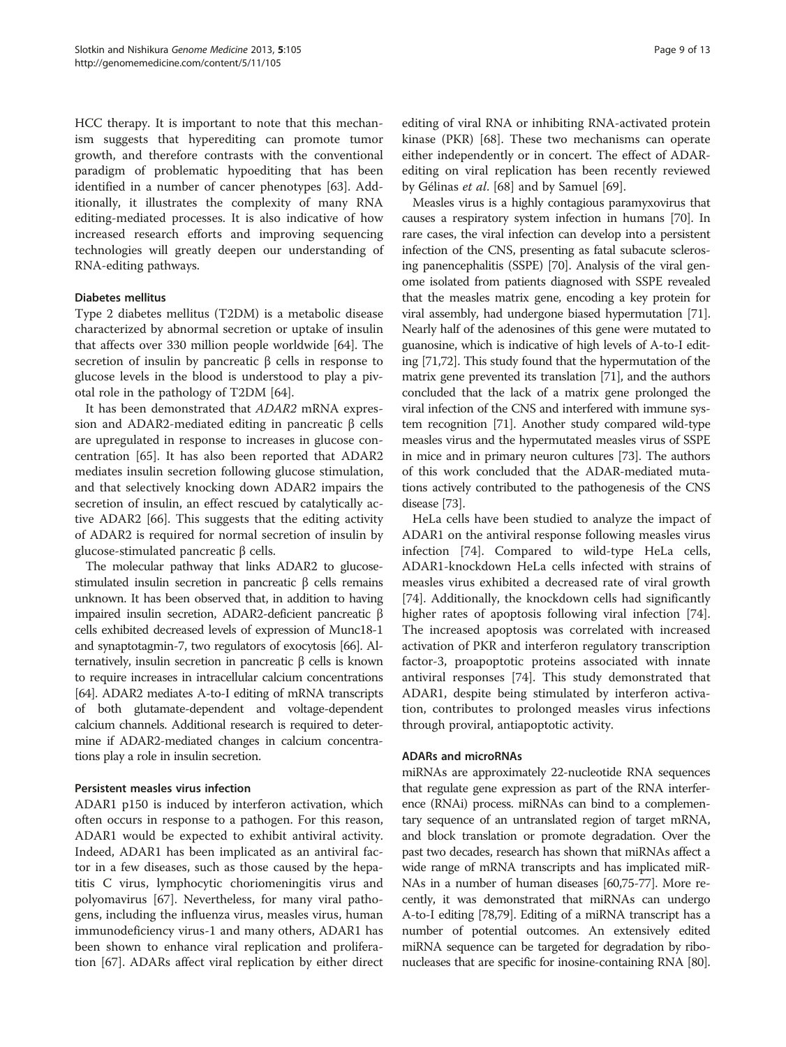HCC therapy. It is important to note that this mechanism suggests that hyperediting can promote tumor growth, and therefore contrasts with the conventional paradigm of problematic hypoediting that has been identified in a number of cancer phenotypes [63]. Additionally, it illustrates the complexity of many RNA editing-mediated processes. It is also indicative of how increased research efforts and improving sequencing technologies will greatly deepen our understanding of RNA-editing pathways.

### Diabetes mellitus

Type 2 diabetes mellitus (T2DM) is a metabolic disease characterized by abnormal secretion or uptake of insulin that affects over 330 million people worldwide [64]. The secretion of insulin by pancreatic β cells in response to glucose levels in the blood is understood to play a pivotal role in the pathology of T2DM [64].

It has been demonstrated that *ADAR2* mRNA expression and ADAR2-mediated editing in pancreatic β cells are upregulated in response to increases in glucose concentration [65]. It has also been reported that ADAR2 mediates insulin secretion following glucose stimulation, and that selectively knocking down ADAR2 impairs the secretion of insulin, an effect rescued by catalytically active ADAR2 [66]. This suggests that the editing activity of ADAR2 is required for normal secretion of insulin by glucose-stimulated pancreatic β cells.

The molecular pathway that links ADAR2 to glucose-stimulated insulin secretion in pancreatic β cells remains unknown. It has been observed that, in addition to having impaired insulin secretion, ADAR2-deficient pancreatic β cells exhibited decreased levels of expression of Munc18-1 and synaptotagmin-7, two regulators of exocytosis [66]. Alternatively, insulin secretion in pancreatic β cells is known to require increases in intracellular calcium concentrations [64]. ADAR2 mediates A-to-I editing of mRNA transcripts of both glutamate-dependent and voltage-dependent calcium channels. Additional research is required to determine if ADAR2-mediated changes in calcium concentrations play a role in insulin secretion.

### Persistent measles virus infection

ADAR1 p150 is induced by interferon activation, which often occurs in response to a pathogen. For this reason, ADAR1 would be expected to exhibit antiviral activity. Indeed, ADAR1 has been implicated as an antiviral factor in a few diseases, such as those caused by the hepatitis C virus, lymphocytic choriomeningitis virus and polyomavirus [67]. Nevertheless, for many viral pathogens, including the influenza virus, measles virus, human immunodeficiency virus-1 and many others, ADAR1 has been shown to enhance viral replication and proliferation [67]. ADARs affect viral replication by either direct editing of viral RNA or inhibiting RNA-activated protein kinase (PKR) [68]. These two mechanisms can operate either independently or in concert. The effect of ADAR-editing on viral replication has been recently reviewed by Gélinas *et al.* [68] and by Samuel [69].

Measles virus is a highly contagious paramyxovirus that causes a respiratory system infection in humans [70]. In rare cases, the viral infection can develop into a persistent infection of the CNS, presenting as fatal subacute sclerosing panencephalitis (SSPE) [70]. Analysis of the viral genome isolated from patients diagnosed with SSPE revealed that the measles matrix gene, encoding a key protein for viral assembly, had undergone biased hypermutation [71]. Nearly half of the adenosines of this gene were mutated to guanosine, which is indicative of high levels of A-to-I editing [71,72]. This study found that the hypermutation of the matrix gene prevented its translation [71], and the authors concluded that the lack of a matrix gene prolonged the viral infection of the CNS and interfered with immune system recognition [71]. Another study compared wild-type measles virus and the hypermutated measles virus of SSPE in mice and in primary neuron cultures [73]. The authors of this work concluded that the ADAR-mediated mutations actively contributed to the pathogenesis of the CNS disease [73].

HeLa cells have been studied to analyze the impact of ADAR1 on the antiviral response following measles virus infection [74]. Compared to wild-type HeLa cells, ADAR1-knockdown HeLa cells infected with strains of measles virus exhibited a decreased rate of viral growth [74]. Additionally, the knockdown cells had significantly higher rates of apoptosis following viral infection [74]. The increased apoptosis was correlated with increased activation of PKR and interferon regulatory transcription factor-3, proapoptotic proteins associated with innate antiviral responses [74]. This study demonstrated that ADAR1, despite being stimulated by interferon activation, contributes to prolonged measles virus infections through proviral, antiapoptotic activity.

### ADARs and microRNAs

miRNAs are approximately 22-nucleotide RNA sequences that regulate gene expression as part of the RNA interference (RNAi) process. miRNAs can bind to a complementary sequence of an untranslated region of target mRNA, and block translation or promote degradation. Over the past two decades, research has shown that miRNAs affect a wide range of mRNA transcripts and has implicated miRNAs in a number of human diseases [60,75-77]. More recently, it was demonstrated that miRNAs can undergo A-to-I editing [78,79]. Editing of a miRNA transcript has a number of potential outcomes. An extensively edited miRNA sequence can be targeted for degradation by ribonucleases that are specific for inosine-containing RNA [80].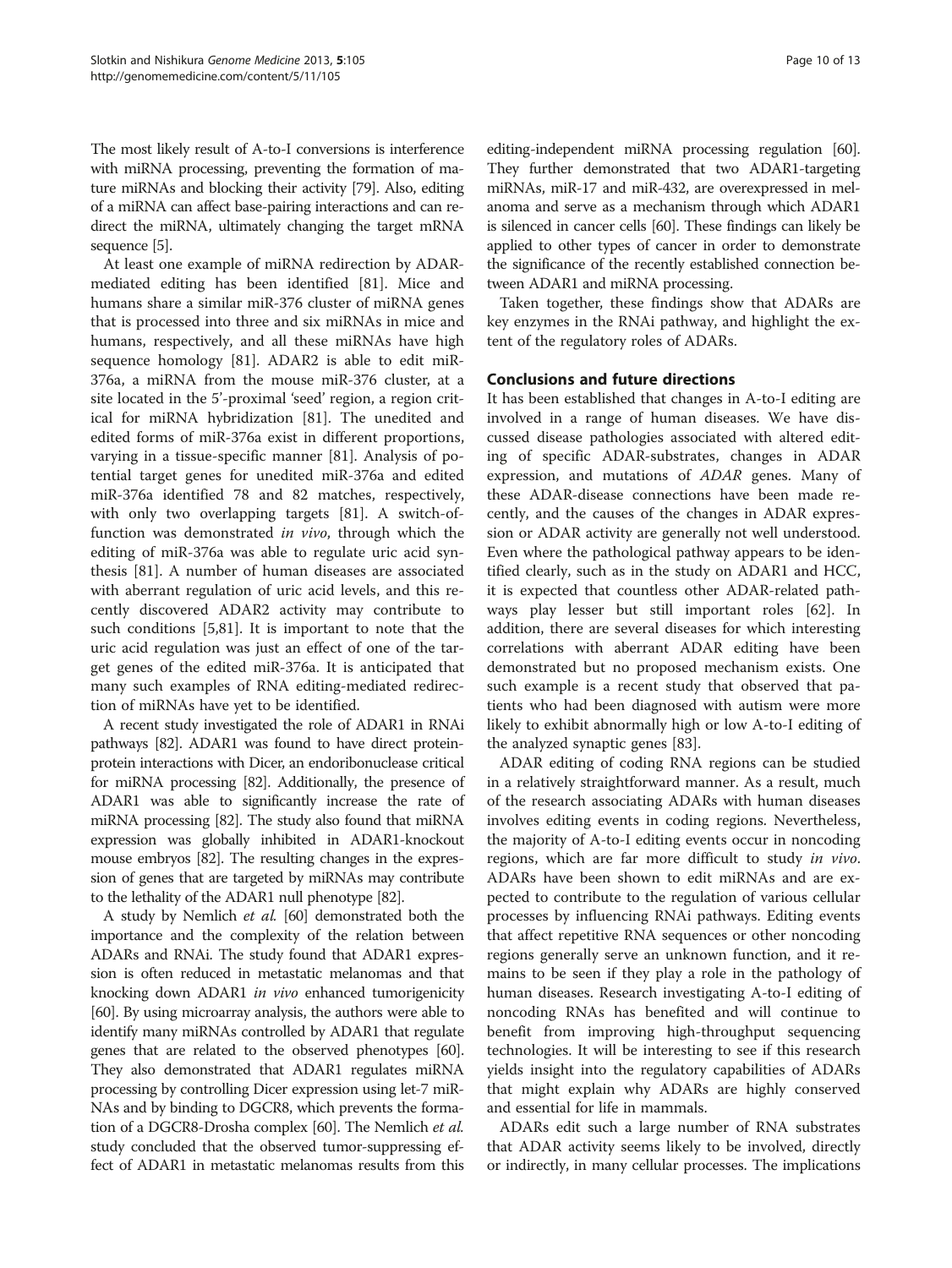The most likely result of A-to-I conversions is interference with miRNA processing, preventing the formation of mature miRNAs and blocking their activity [79]. Also, editing of a miRNA can affect base-pairing interactions and can redirect the miRNA, ultimately changing the target mRNA sequence [5].

At least one example of miRNA redirection by ADAR-mediated editing has been identified [81]. Mice and humans share a similar miR-376 cluster of miRNA genes that is processed into three and six miRNAs in mice and humans, respectively, and all these miRNAs have high sequence homology [81]. ADAR2 is able to edit miR-376a, a miRNA from the mouse miR-376 cluster, at a site located in the 5'-proximal 'seed' region, a region critical for miRNA hybridization [81]. The unedited and edited forms of miR-376a exist in different proportions, varying in a tissue-specific manner [81]. Analysis of potential target genes for unedited miR-376a and edited miR-376a identified 78 and 82 matches, respectively, with only two overlapping targets [81]. A switch-of-function was demonstrated *in vivo*, through which the editing of miR-376a was able to regulate uric acid synthesis [81]. A number of human diseases are associated with aberrant regulation of uric acid levels, and this recently discovered ADAR2 activity may contribute to such conditions [5,81]. It is important to note that the uric acid regulation was just an effect of one of the target genes of the edited miR-376a. It is anticipated that many such examples of RNA editing-mediated redirection of miRNAs have yet to be identified.

A recent study investigated the role of ADAR1 in RNAi pathways [82]. ADAR1 was found to have direct protein-protein interactions with Dicer, an endoribonuclease critical for miRNA processing [82]. Additionally, the presence of ADAR1 was able to significantly increase the rate of miRNA processing [82]. The study also found that miRNA expression was globally inhibited in ADAR1-knockout mouse embryos [82]. The resulting changes in the expression of genes that are targeted by miRNAs may contribute to the lethality of the ADAR1 null phenotype [82].

A study by Nemlich *et al.* [60] demonstrated both the importance and the complexity of the relation between ADARs and RNAi. The study found that ADAR1 expression is often reduced in metastatic melanomas and that knocking down ADAR1 *in vivo* enhanced tumorigenicity [60]. By using microarray analysis, the authors were able to identify many miRNAs controlled by ADAR1 that regulate genes that are related to the observed phenotypes [60]. They also demonstrated that ADAR1 regulates miRNA processing by controlling Dicer expression using let-7 miRNAs and by binding to DGCR8, which prevents the formation of a DGCR8-Drosha complex [60]. The Nemlich *et al.* study concluded that the observed tumor-suppressing effect of ADAR1 in metastatic melanomas results from this editing-independent miRNA processing regulation [60]. They further demonstrated that two ADAR1-targeting miRNAs, miR-17 and miR-432, are overexpressed in melanoma and serve as a mechanism through which ADAR1 is silenced in cancer cells [60]. These findings can likely be applied to other types of cancer in order to demonstrate the significance of the recently established connection between ADAR1 and miRNA processing.

Taken together, these findings show that ADARs are key enzymes in the RNAi pathway, and highlight the extent of the regulatory roles of ADARs.

## Conclusions and future directions

It has been established that changes in A-to-I editing are involved in a range of human diseases. We have discussed disease pathologies associated with altered editing of specific ADAR-substrates, changes in ADAR expression, and mutations of *ADAR* genes. Many of these ADAR-disease connections have been made recently, and the causes of the changes in ADAR expression or ADAR activity are generally not well understood. Even where the pathological pathway appears to be identified clearly, such as in the study on ADAR1 and HCC, it is expected that countless other ADAR-related pathways play lesser but still important roles [62]. In addition, there are several diseases for which interesting correlations with aberrant ADAR editing have been demonstrated but no proposed mechanism exists. One such example is a recent study that observed that patients who had been diagnosed with autism were more likely to exhibit abnormally high or low A-to-I editing of the analyzed synaptic genes [83].

ADAR editing of coding RNA regions can be studied in a relatively straightforward manner. As a result, much of the research associating ADARs with human diseases involves editing events in coding regions. Nevertheless, the majority of A-to-I editing events occur in noncoding regions, which are far more difficult to study *in vivo*. ADARs have been shown to edit miRNAs and are expected to contribute to the regulation of various cellular processes by influencing RNAi pathways. Editing events that affect repetitive RNA sequences or other noncoding regions generally serve an unknown function, and it remains to be seen if they play a role in the pathology of human diseases. Research investigating A-to-I editing of noncoding RNAs has benefited and will continue to benefit from improving high-throughput sequencing technologies. It will be interesting to see if this research yields insight into the regulatory capabilities of ADARs that might explain why ADARs are highly conserved and essential for life in mammals.

ADARs edit such a large number of RNA substrates that ADAR activity seems likely to be involved, directly or indirectly, in many cellular processes. The implications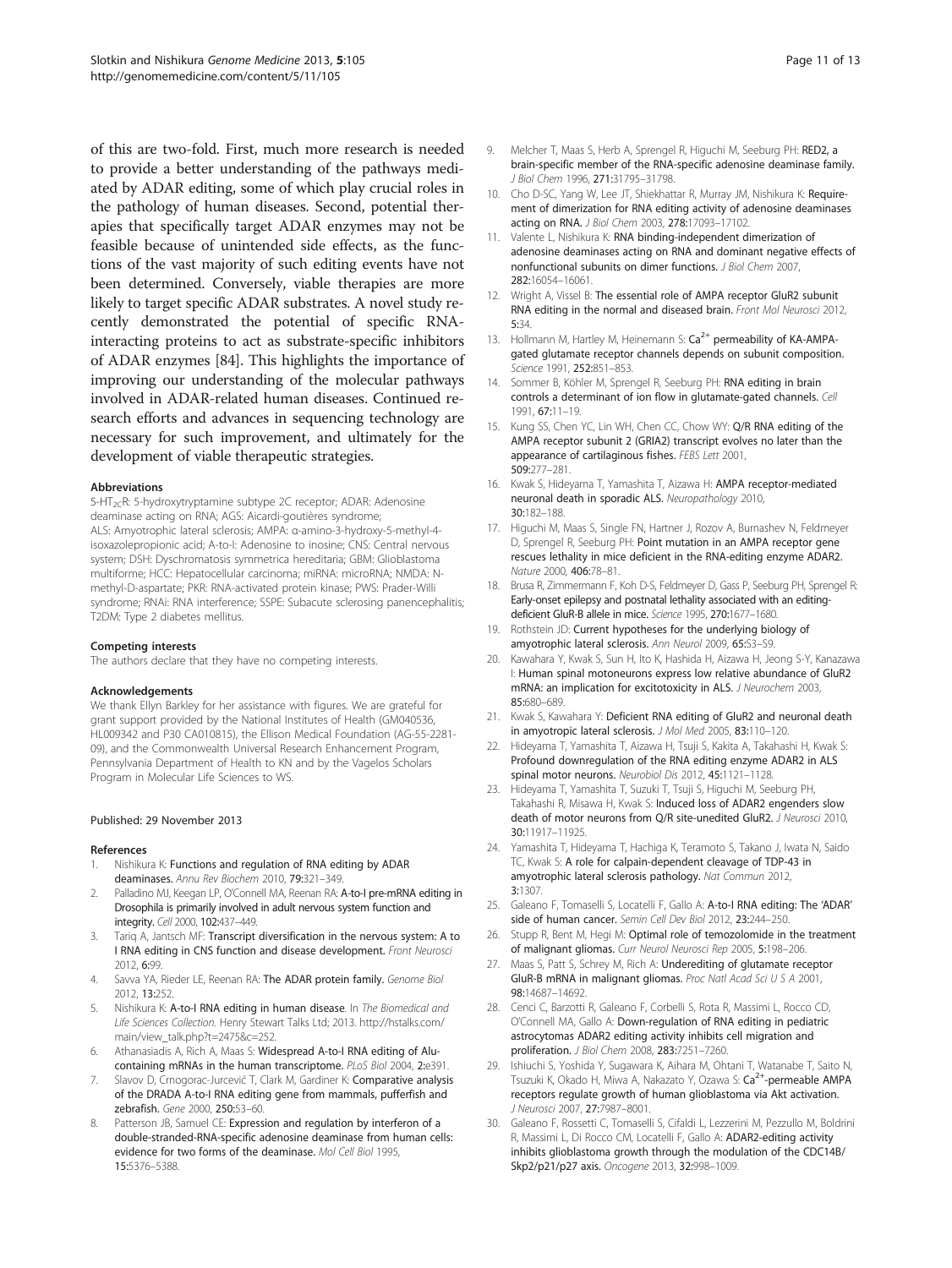of this are two-fold. First, much more research is needed to provide a better understanding of the pathways mediated by ADAR editing, some of which play crucial roles in the pathology of human diseases. Second, potential therapies that specifically target ADAR enzymes may not be feasible because of unintended side effects, as the functions of the vast majority of such editing events have not been determined. Conversely, viable therapies are more likely to target specific ADAR substrates. A novel study recently demonstrated the potential of specific RNA-interacting proteins to act as substrate-specific inhibitors of ADAR enzymes [84]. This highlights the importance of improving our understanding of the molecular pathways involved in ADAR-related human diseases. Continued research efforts and advances in sequencing technology are necessary for such improvement, and ultimately for the development of viable therapeutic strategies.

#### Abbreviations

5-$HT_{2C}$R: 5-hydroxytryptamine subtype 2C receptor; ADAR: Adenosine deaminase acting on RNA; AGS: Aicardi-goutières syndrome; ALS: Amyotrophic lateral sclerosis; AMPA: α-amino-3-hydroxy-5-methyl-4-isoxazolepropionic acid; A-to-I: Adenosine to inosine; CNS: Central nervous system; DSH: Dyschromatosis symmetrica hereditaria; GBM: Glioblastoma multiforme; HCC: Hepatocellular carcinoma; miRNA: microRNA; NMDA: N-methyl-D-aspartate; PKR: RNA-activated protein kinase; PWS: Prader-Willi syndrome; RNAi: RNA interference; SSPE: Subacute sclerosing panencephalitis; T2DM: Type 2 diabetes mellitus.

#### Competing interests

The authors declare that they have no competing interests.

#### Acknowledgements

We thank Ellyn Barkley for her assistance with figures. We are grateful for grant support provided by the National Institutes of Health (GM040536, HL009342 and P30 CA010815), the Ellison Medical Foundation (AG-55-2281-09), and the Commonwealth Universal Research Enhancement Program, Pennsylvania Department of Health to KN and by the Vagelos Scholars Program in Molecular Life Sciences to WS.

Published: 29 November 2013

#### References

1. Nishikura K: **Functions and regulation of RNA editing by ADAR deaminases.** *Annu Rev Biochem* 2010, **79**:321–349.
2. Palladino MJ, Keegan LP, O'Connell MA, Reenan RA: **A-to-I pre-mRNA editing in Drosophila is primarily involved in adult nervous system function and integrity.** *Cell* 2000, **102**:437–449.
3. Tariq A, Jantsch MF: **Transcript diversification in the nervous system: A to I RNA editing in CNS function and disease development.** *Front Neurosci* 2012, **6**:99.
4. Savva YA, Rieder LE, Reenan RA: **The ADAR protein family.** *Genome Biol* 2012, **13**:252.
5. Nishikura K: **A-to-I RNA editing in human disease**. In *The Biomedical and Life Sciences Collection.* Henry Stewart Talks Ltd; 2013. http://hstalks.com/main/view_talk.php?t=2475&c=252.
6. Athanasiadis A, Rich A, Maas S: **Widespread A-to-I RNA editing of Alu-containing mRNAs in the human transcriptome.** *PLoS Biol* 2004, **2**:e391.
7. Slavov D, Crnogorac-Jurcević T, Clark M, Gardiner K: **Comparative analysis of the DRADA A-to-I RNA editing gene from mammals, pufferfish and zebrafish.** *Gene* 2000, **250**:53–60.
8. Patterson JB, Samuel CE: **Expression and regulation by interferon of a double-stranded-RNA-specific adenosine deaminase from human cells: evidence for two forms of the deaminase.** *Mol Cell Biol* 1995, **15**:5376–5388.
9. Melcher T, Maas S, Herb A, Sprengel R, Higuchi M, Seeburg PH: **RED2, a brain-specific member of the RNA-specific adenosine deaminase family.** *J Biol Chem* 1996, **271**:31795–31798.
10. Cho D-SC, Yang W, Lee JT, Shiekhattar R, Murray JM, Nishikura K: **Requirement of dimerization for RNA editing activity of adenosine deaminases acting on RNA.** *J Biol Chem* 2003, **278**:17093–17102.
11. Valente L, Nishikura K: **RNA binding-independent dimerization of adenosine deaminases acting on RNA and dominant negative effects of nonfunctional subunits on dimer functions.** *J Biol Chem* 2007, **282**:16054–16061.
12. Wright A, Vissel B: **The essential role of AMPA receptor GluR2 subunit RNA editing in the normal and diseased brain.** *Front Mol Neurosci* 2012, **5**:34.
13. Hollmann M, Hartley M, Heinemann S: **$Ca^{2+}$ permeability of KA-AMPA-gated glutamate receptor channels depends on subunit composition.** *Science* 1991, **252**:851–853.
14. Sommer B, Köhler M, Sprengel R, Seeburg PH: **RNA editing in brain controls a determinant of ion flow in glutamate-gated channels.** *Cell* 1991, **67**:11–19.
15. Kung SS, Chen YC, Lin WH, Chen CC, Chow WY: **Q/R RNA editing of the AMPA receptor subunit 2 (GRIA2) transcript evolves no later than the appearance of cartilaginous fishes.** *FEBS Lett* 2001, **509**:277–281.
16. Kwak S, Hideyama T, Yamashita T, Aizawa H: **AMPA receptor-mediated neuronal death in sporadic ALS.** *Neuropathology* 2010, **30**:182–188.
17. Higuchi M, Maas S, Single FN, Hartner J, Rozov A, Burnashev N, Feldmeyer D, Sprengel R, Seeburg PH: **Point mutation in an AMPA receptor gene rescues lethality in mice deficient in the RNA-editing enzyme ADAR2.** *Nature* 2000, **406**:78–81.
18. Brusa R, Zimmermann F, Koh D-S, Feldmeyer D, Gass P, Seeburg PH, Sprengel R: **Early-onset epilepsy and postnatal lethality associated with an editing-deficient GluR-B allele in mice.** *Science* 1995, **270**:1677–1680.
19. Rothstein JD: **Current hypotheses for the underlying biology of amyotrophic lateral sclerosis.** *Ann Neurol* 2009, **65**:S3–S9.
20. Kawahara Y, Kwak S, Sun H, Ito K, Hashida H, Aizawa H, Jeong S-Y, Kanazawa I: **Human spinal motoneurons express low relative abundance of GluR2 mRNA: an implication for excitotoxicity in ALS.** *J Neurochem* 2003, **85**:680–689.
21. Kwak S, Kawahara Y: **Deficient RNA editing of GluR2 and neuronal death in amyotropic lateral sclerosis.** *J Mol Med* 2005, **83**:110–120.
22. Hideyama T, Yamashita T, Aizawa H, Tsuji S, Kakita A, Takahashi H, Kwak S: **Profound downregulation of the RNA editing enzyme ADAR2 in ALS spinal motor neurons.** *Neurobiol Dis* 2012, **45**:1121–1128.
23. Hideyama T, Yamashita T, Suzuki T, Tsuji S, Higuchi M, Seeburg PH, Takahashi R, Misawa H, Kwak S: **Induced loss of ADAR2 engenders slow death of motor neurons from Q/R site-unedited GluR2.** *J Neurosci* 2010, **30**:11917–11925.
24. Yamashita T, Hideyama T, Hachiga K, Teramoto S, Takano J, Iwata N, Saido TC, Kwak S: **A role for calpain-dependent cleavage of TDP-43 in amyotrophic lateral sclerosis pathology.** *Nat Commun* 2012, **3**:1307.
25. Galeano F, Tomaselli S, Locatelli F, Gallo A: **A-to-I RNA editing: The 'ADAR' side of human cancer.** *Semin Cell Dev Biol* 2012, **23**:244–250.
26. Stupp R, Bent M, Hegi M: **Optimal role of temozolomide in the treatment of malignant gliomas.** *Curr Neurol Neurosci Rep* 2005, **5**:198–206.
27. Maas S, Patt S, Schrey M, Rich A: **Underediting of glutamate receptor GluR-B mRNA in malignant gliomas.** *Proc Natl Acad Sci U S A* 2001, **98**:14687–14692.
28. Cenci C, Barzotti R, Galeano F, Corbelli S, Rota R, Massimi L, Rocco CD, O'Connell MA, Gallo A: **Down-regulation of RNA editing in pediatric astrocytomas ADAR2 editing activity inhibits cell migration and proliferation.** *J Biol Chem* 2008, **283**:7251–7260.
29. Ishiuchi S, Yoshida Y, Sugawara K, Aihara M, Ohtani T, Watanabe T, Saito N, Tsuzuki K, Okado H, Miwa A, Nakazato Y, Ozawa S: **$Ca^{2+}$-permeable AMPA receptors regulate growth of human glioblastoma via Akt activation.** *J Neurosci* 2007, **27**:7987–8001.
30. Galeano F, Rossetti C, Tomaselli S, Cifaldi L, Lezzerini M, Pezzullo M, Boldrini R, Massimi L, Di Rocco CM, Locatelli F, Gallo A: **ADAR2-editing activity inhibits glioblastoma growth through the modulation of the CDC14B/Skp2/p21/p27 axis.** *Oncogene* 2013, **32**:998–1009.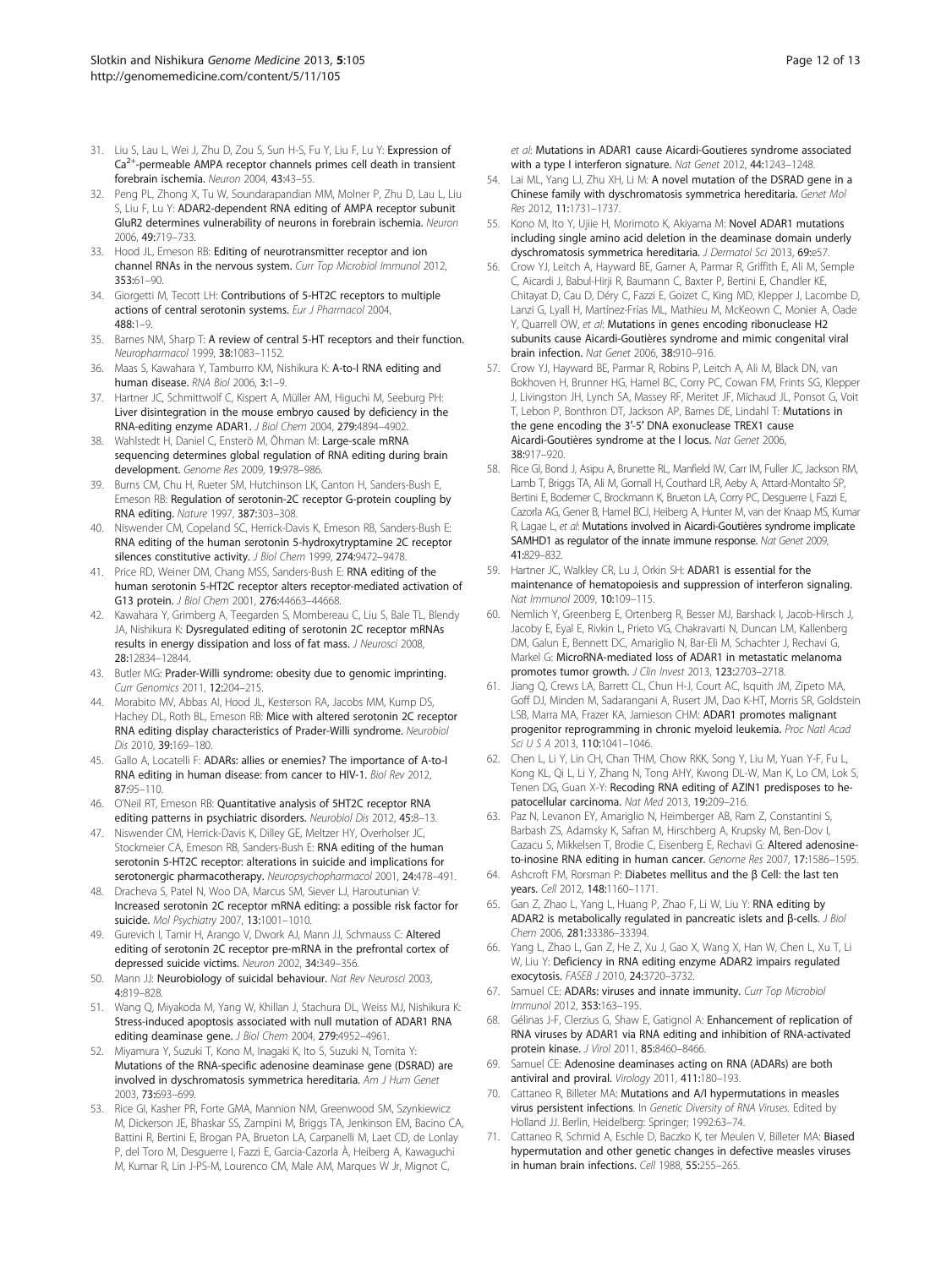31. Liu S, Lau L, Wei J, Zhu D, Zou S, Sun H-S, Fu Y, Liu F, Lu Y: **Expression of $Ca^{2+}$-permeable AMPA receptor channels primes cell death in transient forebrain ischemia.** *Neuron* 2004, **43:**43–55.
32. Peng PL, Zhong X, Tu W, Soundarapandian MM, Molner P, Zhu D, Lau L, Liu S, Liu F, Lu Y: **ADAR2-dependent RNA editing of AMPA receptor subunit GluR2 determines vulnerability of neurons in forebrain ischemia.** *Neuron* 2006, **49:**719–733.
33. Hood JL, Emeson RB: **Editing of neurotransmitter receptor and ion channel RNAs in the nervous system.** *Curr Top Microbiol Immunol* 2012, **353:**61–90.
34. Giorgetti M, Tecott LH: **Contributions of 5-HT2C receptors to multiple actions of central serotonin systems.** *Eur J Pharmacol* 2004, **488:**1–9.
35. Barnes NM, Sharp T: **A review of central 5-HT receptors and their function.** *Neuropharmacol* 1999, **38:**1083–1152.
36. Maas S, Kawahara Y, Tamburro KM, Nishikura K: **A-to-I RNA editing and human disease.** *RNA Biol* 2006, **3:**1–9.
37. Hartner JC, Schmittwolf C, Kispert A, Müller AM, Higuchi M, Seeburg PH: **Liver disintegration in the mouse embryo caused by deficiency in the RNA-editing enzyme ADAR1.** *J Biol Chem* 2004, **279:**4894–4902.
38. Wahlstedt H, Daniel C, Ensterö M, Öhman M: **Large-scale mRNA sequencing determines global regulation of RNA editing during brain development.** *Genome Res* 2009, **19:**978–986.
39. Burns CM, Chu H, Rueter SM, Hutchinson LK, Canton H, Sanders-Bush E, Emeson RB: **Regulation of serotonin-2C receptor G-protein coupling by RNA editing.** *Nature* 1997, **387:**303–308.
40. Niswender CM, Copeland SC, Herrick-Davis K, Emeson RB, Sanders-Bush E: **RNA editing of the human serotonin 5-hydroxytryptamine 2C receptor silences constitutive activity.** *J Biol Chem* 1999, **274:**9472–9478.
41. Price RD, Weiner DM, Chang MSS, Sanders-Bush E: **RNA editing of the human serotonin 5-HT2C receptor alters receptor-mediated activation of G13 protein.** *J Biol Chem* 2001, **276:**44663–44668.
42. Kawahara Y, Grimberg A, Teegarden S, Mombereau C, Liu S, Bale TL, Blendy JA, Nishikura K: **Dysregulated editing of serotonin 2C receptor mRNAs results in energy dissipation and loss of fat mass.** *J Neurosci* 2008, **28:**12834–12844.
43. Butler MG: **Prader-Willi syndrome: obesity due to genomic imprinting.** *Curr Genomics* 2011, **12:**204–215.
44. Morabito MV, Abbas AI, Hood JL, Kesterson RA, Jacobs MM, Kump DS, Hachey DL, Roth BL, Emeson RB: **Mice with altered serotonin 2C receptor RNA editing display characteristics of Prader-Willi syndrome.** *Neurobiol Dis* 2010, **39:**169–180.
45. Gallo A, Locatelli F: **ADARs: allies or enemies? The importance of A-to-I RNA editing in human disease: from cancer to HIV-1.** *Biol Rev* 2012, **87:**95–110.
46. O'Neil RT, Emeson RB: **Quantitative analysis of 5HT2C receptor RNA editing patterns in psychiatric disorders.** *Neurobiol Dis* 2012, **45:**8–13.
47. Niswender CM, Herrick-Davis K, Dilley GE, Meltzer HY, Overholser JC, Stockmeier CA, Emeson RB, Sanders-Bush E: **RNA editing of the human serotonin 5-HT2C receptor: alterations in suicide and implications for serotonergic pharmacotherapy.** *Neuropsychopharmacol* 2001, **24:**478–491.
48. Dracheva S, Patel N, Woo DA, Marcus SM, Siever LJ, Haroutunian V: **Increased serotonin 2C receptor mRNA editing: a possible risk factor for suicide.** *Mol Psychiatry* 2007, **13:**1001–1010.
49. Gurevich I, Tamir H, Arango V, Dwork AJ, Mann JJ, Schmauss C: **Altered editing of serotonin 2C receptor pre-mRNA in the prefrontal cortex of depressed suicide victims.** *Neuron* 2002, **34:**349–356.
50. Mann JJ: **Neurobiology of suicidal behaviour.** *Nat Rev Neurosci* 2003, **4:**819–828.
51. Wang Q, Miyakoda M, Yang W, Khillan J, Stachura DL, Weiss MJ, Nishikura K: **Stress-induced apoptosis associated with null mutation of ADAR1 RNA editing deaminase gene.** *J Biol Chem* 2004, **279:**4952–4961.
52. Miyamura Y, Suzuki T, Kono M, Inagaki K, Ito S, Suzuki N, Tomita Y: **Mutations of the RNA-specific adenosine deaminase gene (DSRAD) are involved in dyschromatosis symmetrica hereditaria.** *Am J Hum Genet* 2003, **73:**693–699.
53. Rice GI, Kasher PR, Forte GMA, Mannion NM, Greenwood SM, Szynkiewicz M, Dickerson JE, Bhaskar SS, Zampini M, Briggs TA, Jenkinson EM, Bacino CA, Battini R, Bertini E, Brogan PA, Brueton LA, Carpanelli M, Laet CD, de Lonlay P, del Toro M, Desguerre I, Fazzi E, Garcia-Cazorla À, Heiberg A, Kawaguchi M, Kumar R, Lin J-PS-M, Lourenco CM, Male AM, Marques W Jr, Mignot C, *et al*: **Mutations in ADAR1 cause Aicardi-Goutieres syndrome associated with a type I interferon signature.** *Nat Genet* 2012, **44:**1243–1248.
54. Lai ML, Yang LJ, Zhu XH, Li M: **A novel mutation of the DSRAD gene in a Chinese family with dyschromatosis symmetrica hereditaria.** *Genet Mol Res* 2012, **11:**1731–1737.
55. Kono M, Ito Y, Ujiie H, Morimoto K, Akiyama M: **Novel ADAR1 mutations including single amino acid deletion in the deaminase domain underly dyschromatosis symmetrica hereditaria.** *J Dermatol Sci* 2013, **69:**e57.
56. Crow YJ, Leitch A, Hayward BE, Garner A, Parmar R, Griffith E, Ali M, Semple C, Aicardi J, Babul-Hirji R, Baumann C, Baxter P, Bertini E, Chandler KE, Chitayat D, Cau D, Déry C, Fazzi E, Goizet C, King MD, Klepper J, Lacombe D, Lanzi G, Lyall H, Martínez-Frías ML, Mathieu M, McKeown C, Monier A, Oade Y, Quarrell OW, *et al*: **Mutations in genes encoding ribonuclease H2 subunits cause Aicardi-Goutières syndrome and mimic congenital viral brain infection.** *Nat Genet* 2006, **38:**910–916.
57. Crow YJ, Hayward BE, Parmar R, Robins P, Leitch A, Ali M, Black DN, van Bokhoven H, Brunner HG, Hamel BC, Corry PC, Cowan FM, Frints SG, Klepper J, Livingston JH, Lynch SA, Massey RF, Meritet JF, Michaud JL, Ponsot G, Voit T, Lebon P, Bonthron DT, Jackson AP, Barnes DE, Lindahl T: **Mutations in the gene encoding the 3′-5′ DNA exonuclease TREX1 cause Aicardi-Goutières syndrome at the I locus.** *Nat Genet* 2006, **38:**917–920.
58. Rice GI, Bond J, Asipu A, Brunette RL, Manfield IW, Carr IM, Fuller JC, Jackson RM, Lamb T, Briggs TA, Ali M, Gornall H, Couthard LR, Aeby A, Attard-Montalto SP, Bertini E, Bodemer C, Brockmann K, Brueton LA, Corry PC, Desguerre I, Fazzi E, Cazorla AG, Gener B, Hamel BCJ, Heiberg A, Hunter M, van der Knaap MS, Kumar R, Lagae L, *et al*: **Mutations involved in Aicardi-Goutières syndrome implicate SAMHD1 as regulator of the innate immune response.** *Nat Genet* 2009, **41:**829–832.
59. Hartner JC, Walkley CR, Lu J, Orkin SH: **ADAR1 is essential for the maintenance of hematopoiesis and suppression of interferon signaling.** *Nat Immunol* 2009, **10:**109–115.
60. Nemlich Y, Greenberg E, Ortenberg R, Besser MJ, Barshack I, Jacob-Hirsch J, Jacoby E, Eyal E, Rivkin L, Prieto VG, Chakravarti N, Duncan LM, Kallenberg DM, Galun E, Bennett DC, Amariglio N, Bar-Eli M, Schachter J, Rechavi G, Markel G: **MicroRNA-mediated loss of ADAR1 in metastatic melanoma promotes tumor growth.** *J Clin Invest* 2013, **123:**2703–2718.
61. Jiang Q, Crews LA, Barrett CL, Chun H-J, Court AC, Isquith JM, Zipeto MA, Goff DJ, Minden M, Sadarangani A, Rusert JM, Dao K-HT, Morris SR, Goldstein LSB, Marra MA, Frazer KA, Jamieson CHM: **ADAR1 promotes malignant progenitor reprogramming in chronic myeloid leukemia.** *Proc Natl Acad Sci U S A* 2013, **110:**1041–1046.
62. Chen L, Li Y, Lin CH, Chan THM, Chow RKK, Song Y, Liu M, Yuan Y-F, Fu L, Kong KL, Qi L, Li Y, Zhang N, Tong AHY, Kwong DL-W, Man K, Lo CM, Lok S, Tenen DG, Guan X-Y: **Recoding RNA editing of AZIN1 predisposes to hepatocellular carcinoma.** *Nat Med* 2013, **19:**209–216.
63. Paz N, Levanon EY, Amariglio N, Heimberger AB, Ram Z, Constantini S, Barbash ZS, Adamsky K, Safran M, Hirschberg A, Krupsky M, Ben-Dov I, Cazacu S, Mikkelsen T, Brodie C, Eisenberg E, Rechavi G: **Altered adenosine-to-inosine RNA editing in human cancer.** *Genome Res* 2007, **17:**1586–1595.
64. Ashcroft FM, Rorsman P: **Diabetes mellitus and the β Cell: the last ten years.** *Cell* 2012, **148:**1160–1171.
65. Gan Z, Zhao L, Yang L, Huang P, Zhao F, Li W, Liu Y: **RNA editing by ADAR2 is metabolically regulated in pancreatic islets and β-cells.** *J Biol Chem* 2006, **281:**33386–33394.
66. Yang L, Zhao L, Gan Z, He Z, Xu J, Gao X, Wang X, Han W, Chen L, Xu T, Li W, Liu Y: **Deficiency in RNA editing enzyme ADAR2 impairs regulated exocytosis.** *FASEB J* 2010, **24:**3720–3732.
67. Samuel CE: **ADARs: viruses and innate immunity.** *Curr Top Microbiol Immunol* 2012, **353:**163–195.
68. Gélinas J-F, Clerzius G, Shaw E, Gatignol A: **Enhancement of replication of RNA viruses by ADAR1 via RNA editing and inhibition of RNA-activated protein kinase.** *J Virol* 2011, **85:**8460–8466.
69. Samuel CE: **Adenosine deaminases acting on RNA (ADARs) are both antiviral and proviral.** *Virology* 2011, **411:**180–193.
70. Cattaneo R, Billeter MA: **Mutations and A/I hypermutations in measles virus persistent infections.** In *Genetic Diversity of RNA Viruses.* Edited by Holland JJ. Berlin, Heidelberg: Springer; 1992:63–74.
71. Cattaneo R, Schmid A, Eschle D, Baczko K, ter Meulen V, Billeter MA: **Biased hypermutation and other genetic changes in defective measles viruses in human brain infections.** *Cell* 1988, **55:**255–265.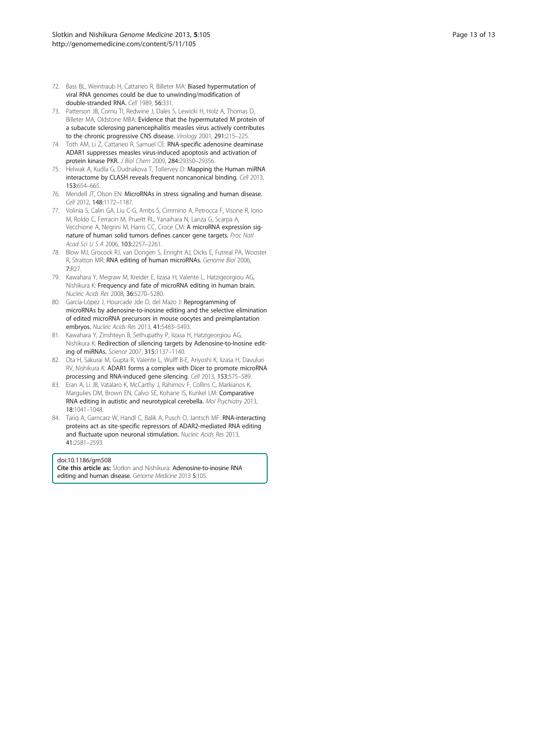72. Bass BL, Weintraub H, Cattaneo R, Billeter MA: **Biased hypermutation of viral RNA genomes could be due to unwinding/modification of double-stranded RNA.** *Cell* 1989, **56:**331.
73. Patterson JB, Cornu TI, Redwine J, Dales S, Lewicki H, Holz A, Thomas D, Billeter MA, Oldstone MBA: **Evidence that the hypermutated M protein of a subacute sclerosing panencephalitis measles virus actively contributes to the chronic progressive CNS disease.** *Virology* 2001, **291:**215–225.
74. Toth AM, Li Z, Cattaneo R, Samuel CE: **RNA-specific adenosine deaminase ADAR1 suppresses measles virus-induced apoptosis and activation of protein kinase PKR.** *J Biol Chem* 2009, **284:**29350–29356.
75. Helwak A, Kudla G, Dudnakova T, Tollervey D: **Mapping the Human miRNA interactome by CLASH reveals frequent noncanonical binding.** *Cell* 2013, **153:**654–665.
76. Mendell JT, Olson EN: **MicroRNAs in stress signaling and human disease.** *Cell* 2012, **148:**1172–1187.
77. Volinia S, Calin GA, Liu C-G, Ambs S, Cimmino A, Petrocca F, Visone R, Iorio M, Roldo C, Ferracin M, Prueitt RL, Yanaihara N, Lanza G, Scarpa A, Vecchione A, Negrini M, Harris CC, Croce CM: **A microRNA expression signature of human solid tumors defines cancer gene targets.** *Proc Natl Acad Sci U S A* 2006, **103:**2257–2261.
78. Blow MJ, Grocock RJ, van Dongen S, Enright AJ, Dicks E, Futreal PA, Wooster R, Stratton MR: **RNA editing of human microRNAs.** *Genome Biol* 2006, **7:**R27.
79. Kawahara Y, Megraw M, Kreider E, Iizasa H, Valente L, Hatzigeorgiou AG, Nishikura K: **Frequency and fate of microRNA editing in human brain.** *Nucleic Acids Res* 2008, **36:**5270–5280.
80. García-López J, Hourcade Jde D, del Mazo J: **Reprogramming of microRNAs by adenosine-to-inosine editing and the selective elimination of edited microRNA precursors in mouse oocytes and preimplantation embryos.** *Nucleic Acids Res* 2013, **41:**5483–5493.
81. Kawahara Y, Zinshteyn B, Sethupathy P, Iizasa H, Hatzigeorgiou AG, Nishikura K: **Redirection of silencing targets by Adenosine-to-Inosine editing of miRNAs.** *Science* 2007, **315:**1137–1140.
82. Ota H, Sakurai M, Gupta R, Valente L, Wulff B-E, Ariyoshi K, Iizasa H, Davuluri RV, Nishikura K: **ADAR1 forms a complex with Dicer to promote microRNA processing and RNA-induced gene silencing.** *Cell* 2013, **153:**575–589.
83. Eran A, Li JB, Vatalaro K, McCarthy J, Rahimov F, Collins C, Markianos K, Margulies DM, Brown EN, Calvo SE, Kohane IS, Kunkel LM: **Comparative RNA editing in autistic and neurotypical cerebella.** *Mol Psychiatry* 2013, **18:**1041–1048.
84. Tariq A, Garncarz W, Handl C, Balik A, Pusch O, Jantsch MF: **RNA-interacting proteins act as site-specific repressors of ADAR2-mediated RNA editing and fluctuate upon neuronal stimulation.** *Nucleic Acids Res* 2013, **41:**2581–2593.

doi:10.1186/gm508
**Cite this article as:** Slotkin and Nishikura: **Adenosine-to-inosine RNA editing and human disease.** *Genome Medicine* 2013 **5:**105.